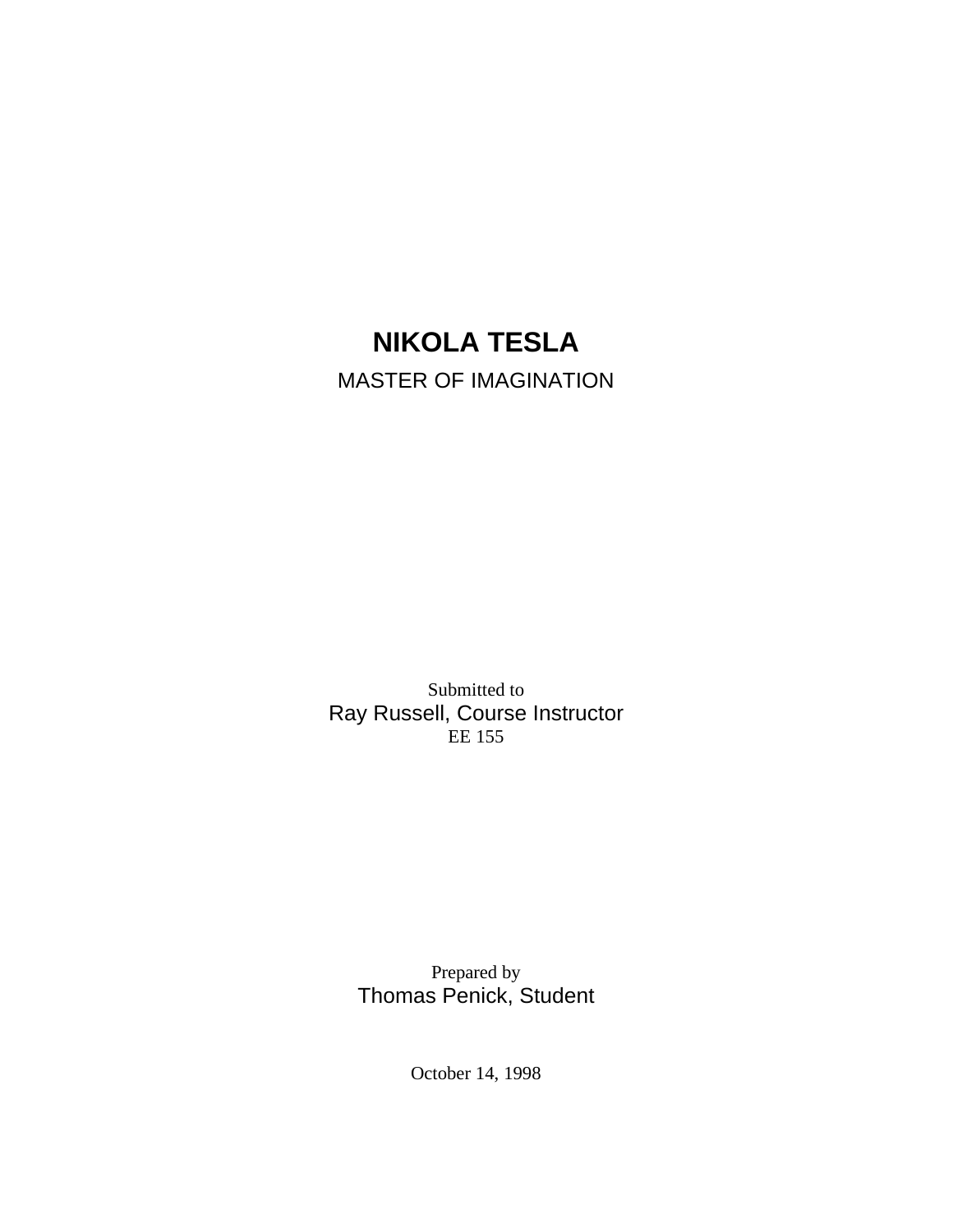# NIKOLA TESLA

MASTER OF IMAGINATION

Submitted to

Ray Russell, Course Instructor

EE 155

Prepared by

Thomas Penick, Student

October 14, 1998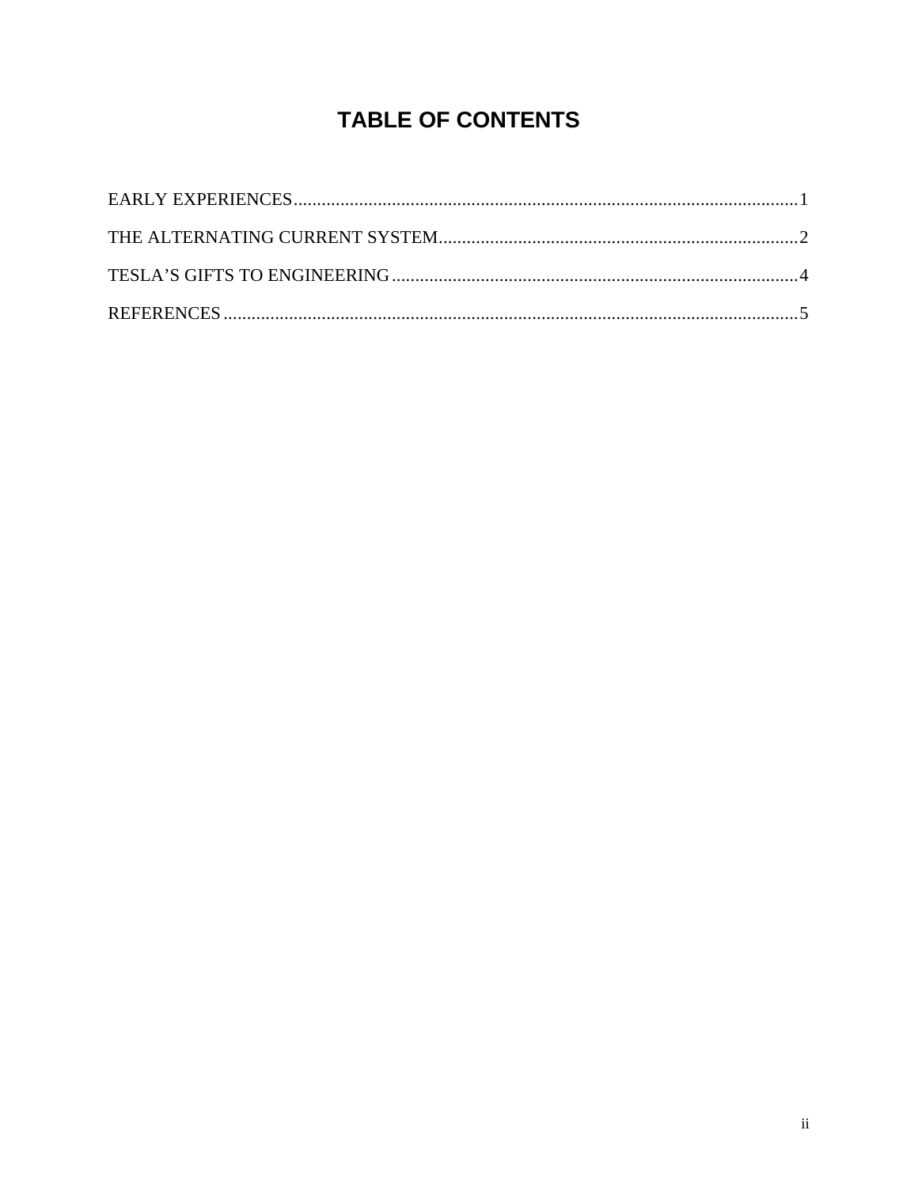# TABLE OF CONTENTS

EARLY EXPERIENCES....................1

THE ALTERNATING CURRENT SYSTEM....................2

TESLA'S GIFTS TO ENGINEERING....................4

REFERENCES....................5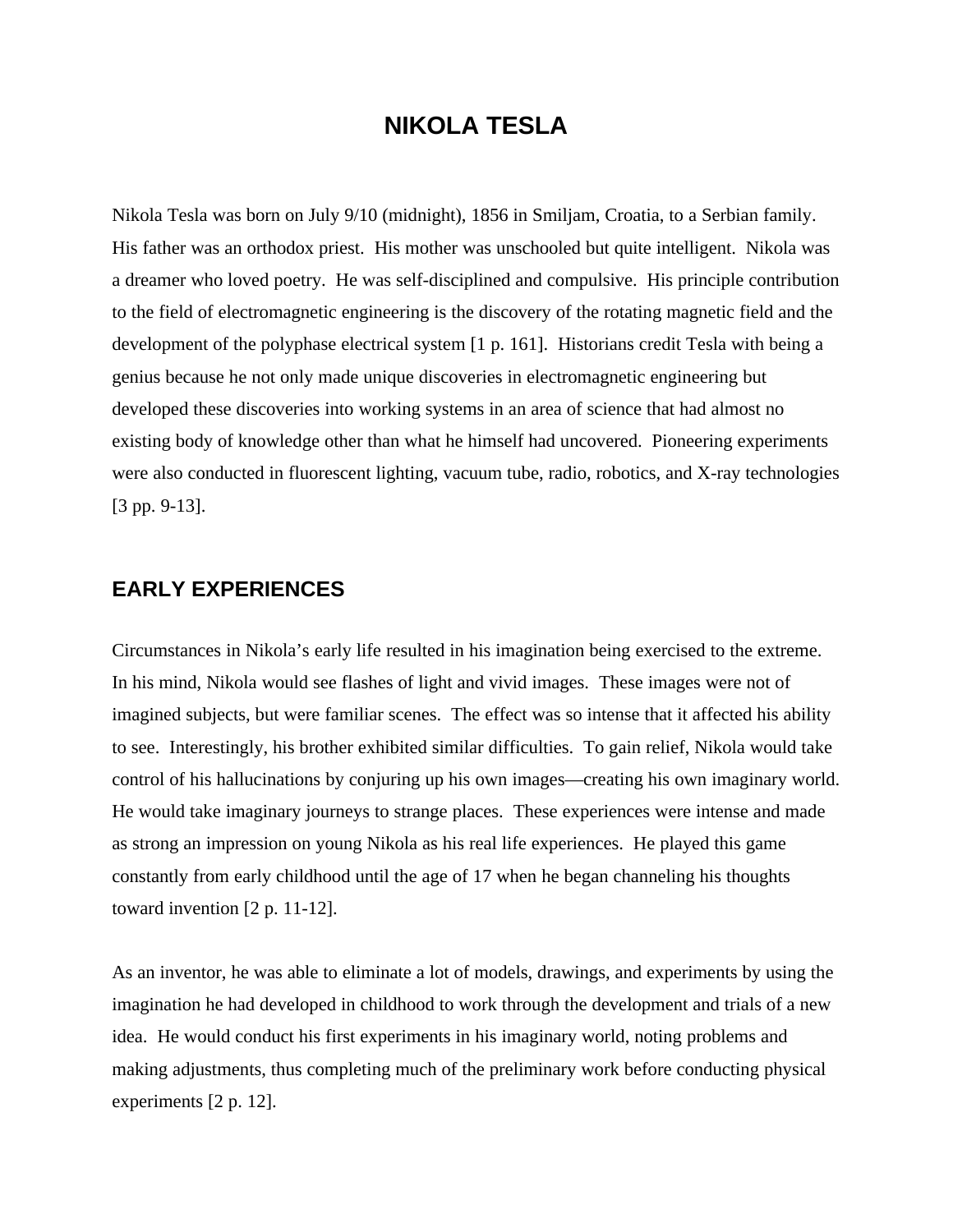# NIKOLA TESLA

Nikola Tesla was born on July 9/10 (midnight), 1856 in Smiljam, Croatia, to a Serbian family. His father was an orthodox priest. His mother was unschooled but quite intelligent. Nikola was a dreamer who loved poetry. He was self-disciplined and compulsive. His principle contribution to the field of electromagnetic engineering is the discovery of the rotating magnetic field and the development of the polyphase electrical system [1 p. 161]. Historians credit Tesla with being a genius because he not only made unique discoveries in electromagnetic engineering but developed these discoveries into working systems in an area of science that had almost no existing body of knowledge other than what he himself had uncovered. Pioneering experiments were also conducted in fluorescent lighting, vacuum tube, radio, robotics, and X-ray technologies [3 pp. 9-13].

## EARLY EXPERIENCES

Circumstances in Nikola's early life resulted in his imagination being exercised to the extreme. In his mind, Nikola would see flashes of light and vivid images. These images were not of imagined subjects, but were familiar scenes. The effect was so intense that it affected his ability to see. Interestingly, his brother exhibited similar difficulties. To gain relief, Nikola would take control of his hallucinations by conjuring up his own images—creating his own imaginary world. He would take imaginary journeys to strange places. These experiences were intense and made as strong an impression on young Nikola as his real life experiences. He played this game constantly from early childhood until the age of 17 when he began channeling his thoughts toward invention [2 p. 11-12].

As an inventor, he was able to eliminate a lot of models, drawings, and experiments by using the imagination he had developed in childhood to work through the development and trials of a new idea. He would conduct his first experiments in his imaginary world, noting problems and making adjustments, thus completing much of the preliminary work before conducting physical experiments [2 p. 12].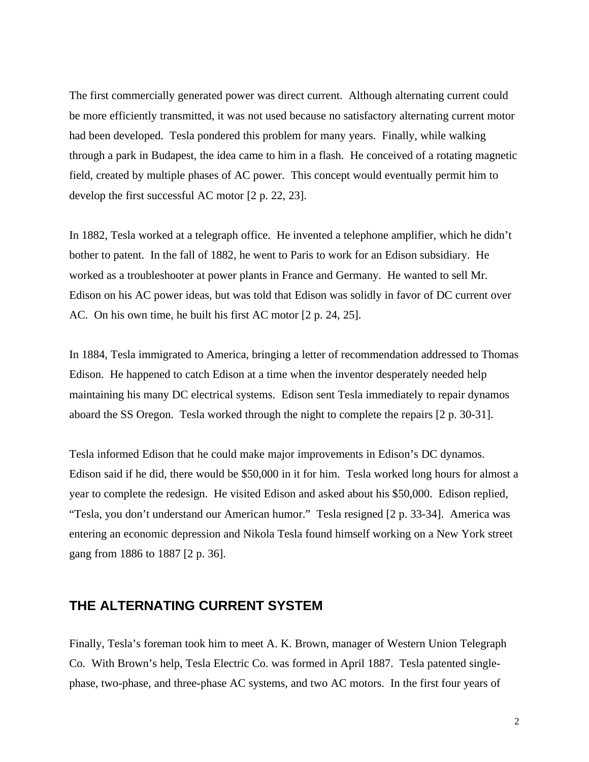The first commercially generated power was direct current. Although alternating current could be more efficiently transmitted, it was not used because no satisfactory alternating current motor had been developed. Tesla pondered this problem for many years. Finally, while walking through a park in Budapest, the idea came to him in a flash. He conceived of a rotating magnetic field, created by multiple phases of AC power. This concept would eventually permit him to develop the first successful AC motor [2 p. 22, 23].

In 1882, Tesla worked at a telegraph office. He invented a telephone amplifier, which he didn't bother to patent. In the fall of 1882, he went to Paris to work for an Edison subsidiary. He worked as a troubleshooter at power plants in France and Germany. He wanted to sell Mr. Edison on his AC power ideas, but was told that Edison was solidly in favor of DC current over AC. On his own time, he built his first AC motor [2 p. 24, 25].

In 1884, Tesla immigrated to America, bringing a letter of recommendation addressed to Thomas Edison. He happened to catch Edison at a time when the inventor desperately needed help maintaining his many DC electrical systems. Edison sent Tesla immediately to repair dynamos aboard the SS Oregon. Tesla worked through the night to complete the repairs [2 p. 30-31].

Tesla informed Edison that he could make major improvements in Edison's DC dynamos. Edison said if he did, there would be $50,000 in it for him. Tesla worked long hours for almost a year to complete the redesign. He visited Edison and asked about his $50,000. Edison replied, "Tesla, you don't understand our American humor." Tesla resigned [2 p. 33-34]. America was entering an economic depression and Nikola Tesla found himself working on a New York street gang from 1886 to 1887 [2 p. 36].

## THE ALTERNATING CURRENT SYSTEM

Finally, Tesla's foreman took him to meet A. K. Brown, manager of Western Union Telegraph Co. With Brown's help, Tesla Electric Co. was formed in April 1887. Tesla patented single-phase, two-phase, and three-phase AC systems, and two AC motors. In the first four years of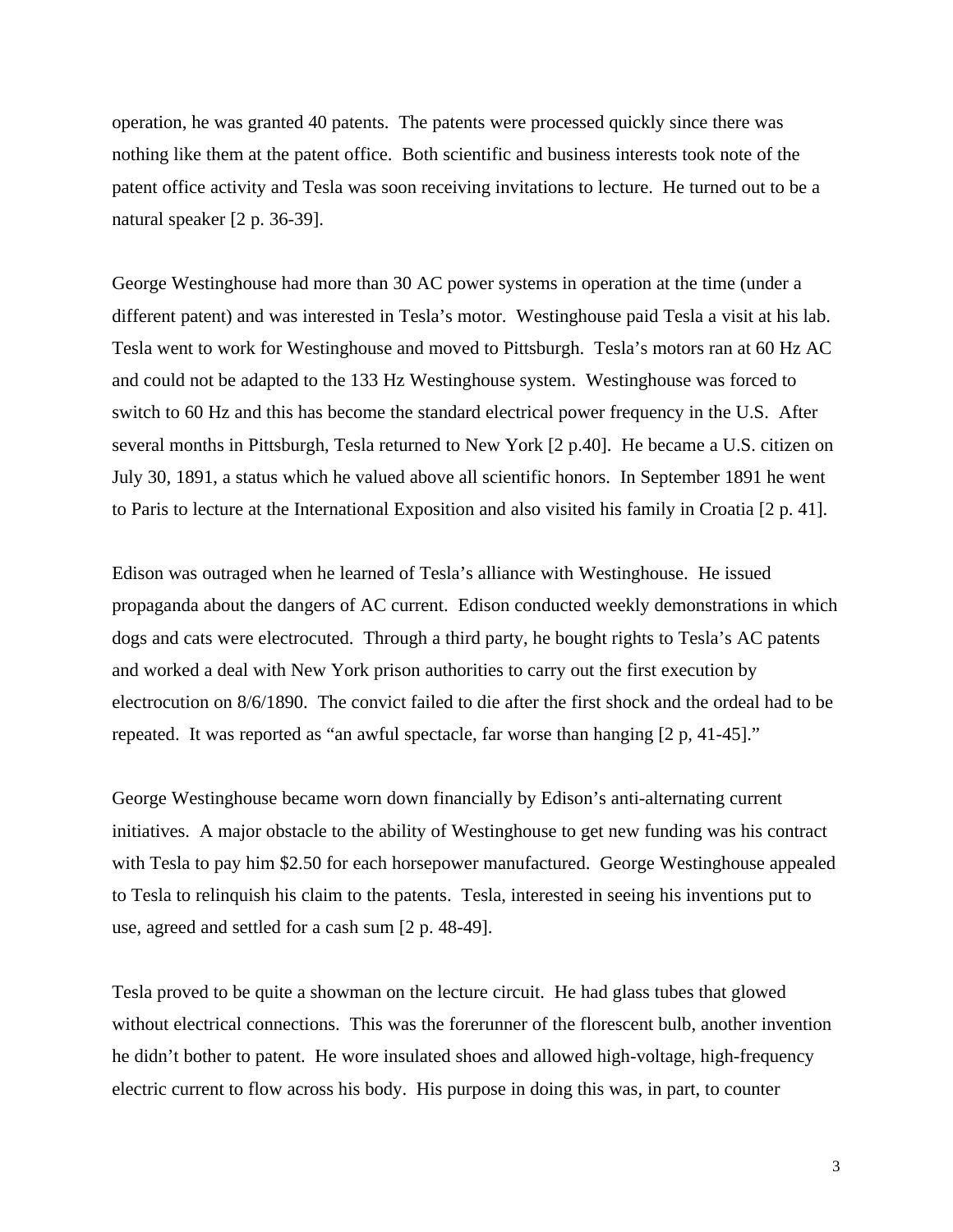operation, he was granted 40 patents. The patents were processed quickly since there was nothing like them at the patent office. Both scientific and business interests took note of the patent office activity and Tesla was soon receiving invitations to lecture. He turned out to be a natural speaker [2 p. 36-39].

George Westinghouse had more than 30 AC power systems in operation at the time (under a different patent) and was interested in Tesla's motor. Westinghouse paid Tesla a visit at his lab. Tesla went to work for Westinghouse and moved to Pittsburgh. Tesla's motors ran at 60 Hz AC and could not be adapted to the 133 Hz Westinghouse system. Westinghouse was forced to switch to 60 Hz and this has become the standard electrical power frequency in the U.S. After several months in Pittsburgh, Tesla returned to New York [2 p.40]. He became a U.S. citizen on July 30, 1891, a status which he valued above all scientific honors. In September 1891 he went to Paris to lecture at the International Exposition and also visited his family in Croatia [2 p. 41].

Edison was outraged when he learned of Tesla's alliance with Westinghouse. He issued propaganda about the dangers of AC current. Edison conducted weekly demonstrations in which dogs and cats were electrocuted. Through a third party, he bought rights to Tesla's AC patents and worked a deal with New York prison authorities to carry out the first execution by electrocution on 8/6/1890. The convict failed to die after the first shock and the ordeal had to be repeated. It was reported as "an awful spectacle, far worse than hanging [2 p, 41-45]."

George Westinghouse became worn down financially by Edison's anti-alternating current initiatives. A major obstacle to the ability of Westinghouse to get new funding was his contract with Tesla to pay him $2.50 for each horsepower manufactured. George Westinghouse appealed to Tesla to relinquish his claim to the patents. Tesla, interested in seeing his inventions put to use, agreed and settled for a cash sum [2 p. 48-49].

Tesla proved to be quite a showman on the lecture circuit. He had glass tubes that glowed without electrical connections. This was the forerunner of the florescent bulb, another invention he didn't bother to patent. He wore insulated shoes and allowed high-voltage, high-frequency electric current to flow across his body. His purpose in doing this was, in part, to counter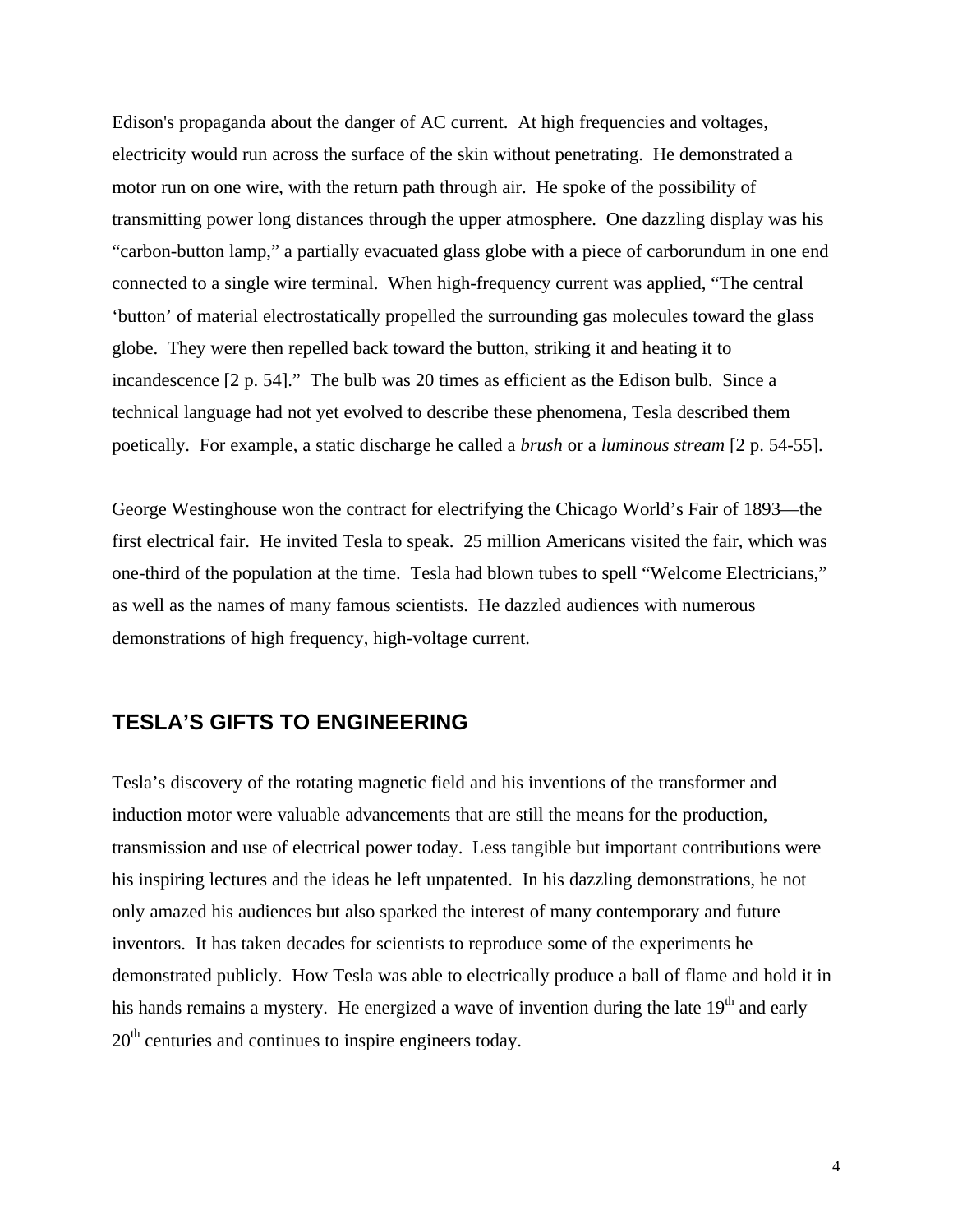Edison's propaganda about the danger of AC current. At high frequencies and voltages, electricity would run across the surface of the skin without penetrating. He demonstrated a motor run on one wire, with the return path through air. He spoke of the possibility of transmitting power long distances through the upper atmosphere. One dazzling display was his "carbon-button lamp," a partially evacuated glass globe with a piece of carborundum in one end connected to a single wire terminal. When high-frequency current was applied, "The central 'button' of material electrostatically propelled the surrounding gas molecules toward the glass globe. They were then repelled back toward the button, striking it and heating it to incandescence [2 p. 54]." The bulb was 20 times as efficient as the Edison bulb. Since a technical language had not yet evolved to describe these phenomena, Tesla described them poetically. For example, a static discharge he called a *brush* or a *luminous stream* [2 p. 54-55].

George Westinghouse won the contract for electrifying the Chicago World's Fair of 1893—the first electrical fair. He invited Tesla to speak. 25 million Americans visited the fair, which was one-third of the population at the time. Tesla had blown tubes to spell "Welcome Electricians," as well as the names of many famous scientists. He dazzled audiences with numerous demonstrations of high frequency, high-voltage current.

## TESLA'S GIFTS TO ENGINEERING

Tesla's discovery of the rotating magnetic field and his inventions of the transformer and induction motor were valuable advancements that are still the means for the production, transmission and use of electrical power today. Less tangible but important contributions were his inspiring lectures and the ideas he left unpatented. In his dazzling demonstrations, he not only amazed his audiences but also sparked the interest of many contemporary and future inventors. It has taken decades for scientists to reproduce some of the experiments he demonstrated publicly. How Tesla was able to electrically produce a ball of flame and hold it in his hands remains a mystery. He energized a wave of invention during the late 19th and early 20th centuries and continues to inspire engineers today.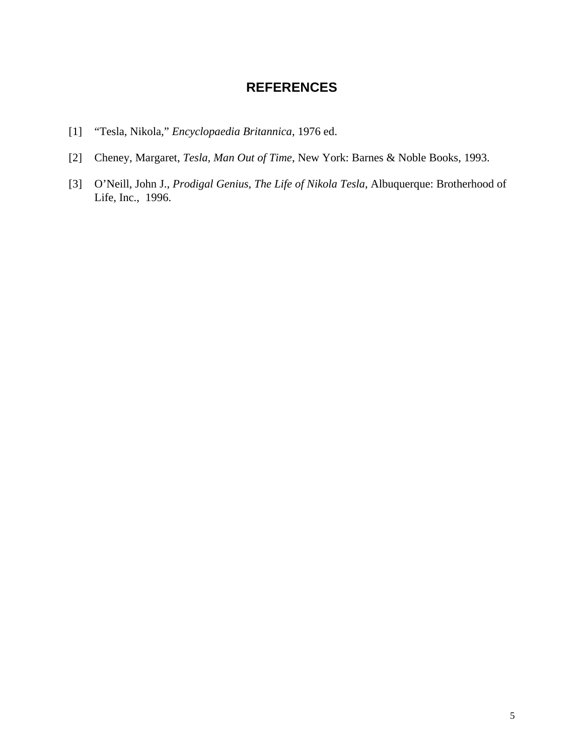# REFERENCES

[1] "Tesla, Nikola," *Encyclopaedia Britannica*, 1976 ed.

[2] Cheney, Margaret, *Tesla, Man Out of Time*, New York: Barnes & Noble Books, 1993.

[3] O'Neill, John J., *Prodigal Genius, The Life of Nikola Tesla*, Albuquerque: Brotherhood of Life, Inc., 1996.